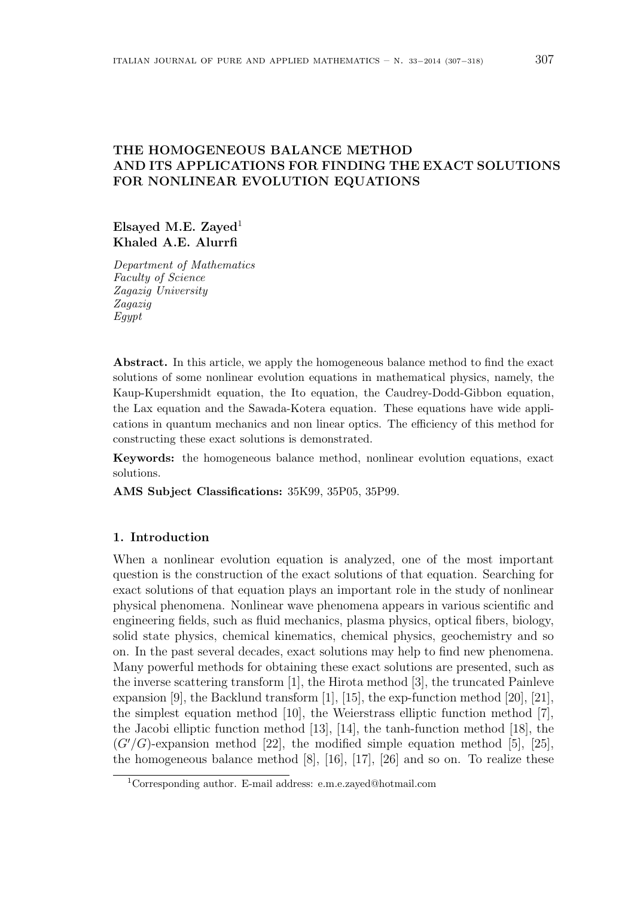# THE HOMOGENEOUS BALANCE METHOD AND ITS APPLICATIONS FOR FINDING THE EXACT SOLUTIONS FOR NONLINEAR EVOLUTION EQUATIONS

**Elsayed M.E. Zayed**[1]
**Khaled A.E. Alurrfi**

*Department of Mathematics*
*Faculty of Science*
*Zagazig University*
*Zagazig*
*Egypt*

**Abstract.** In this article, we apply the homogeneous balance method to find the exact solutions of some nonlinear evolution equations in mathematical physics, namely, the Kaup-Kupershmidt equation, the Ito equation, the Caudrey-Dodd-Gibbon equation, the Lax equation and the Sawada-Kotera equation. These equations have wide applications in quantum mechanics and non linear optics. The efficiency of this method for constructing these exact solutions is demonstrated.

**Keywords:** the homogeneous balance method, nonlinear evolution equations, exact solutions.

**AMS Subject Classifications:** 35K99, 35P05, 35P99.

## 1. Introduction

When a nonlinear evolution equation is analyzed, one of the most important question is the construction of the exact solutions of that equation. Searching for exact solutions of that equation plays an important role in the study of nonlinear physical phenomena. Nonlinear wave phenomena appears in various scientific and engineering fields, such as fluid mechanics, plasma physics, optical fibers, biology, solid state physics, chemical kinematics, chemical physics, geochemistry and so on. In the past several decades, exact solutions may help to find new phenomena. Many powerful methods for obtaining these exact solutions are presented, such as the inverse scattering transform [1], the Hirota method [3], the truncated Painleve expansion [9], the Backlund transform [1], [15], the exp-function method [20], [21], the simplest equation method [10], the Weierstrass elliptic function method [7], the Jacobi elliptic function method [13], [14], the tanh-function method [18], the $(G'/G)$-expansion method [22], the modified simple equation method [5], [25], the homogeneous balance method [8], [16], [17], [26] and so on. To realize these

[1]Corresponding author. E-mail address: e.m.e.zayed@hotmail.com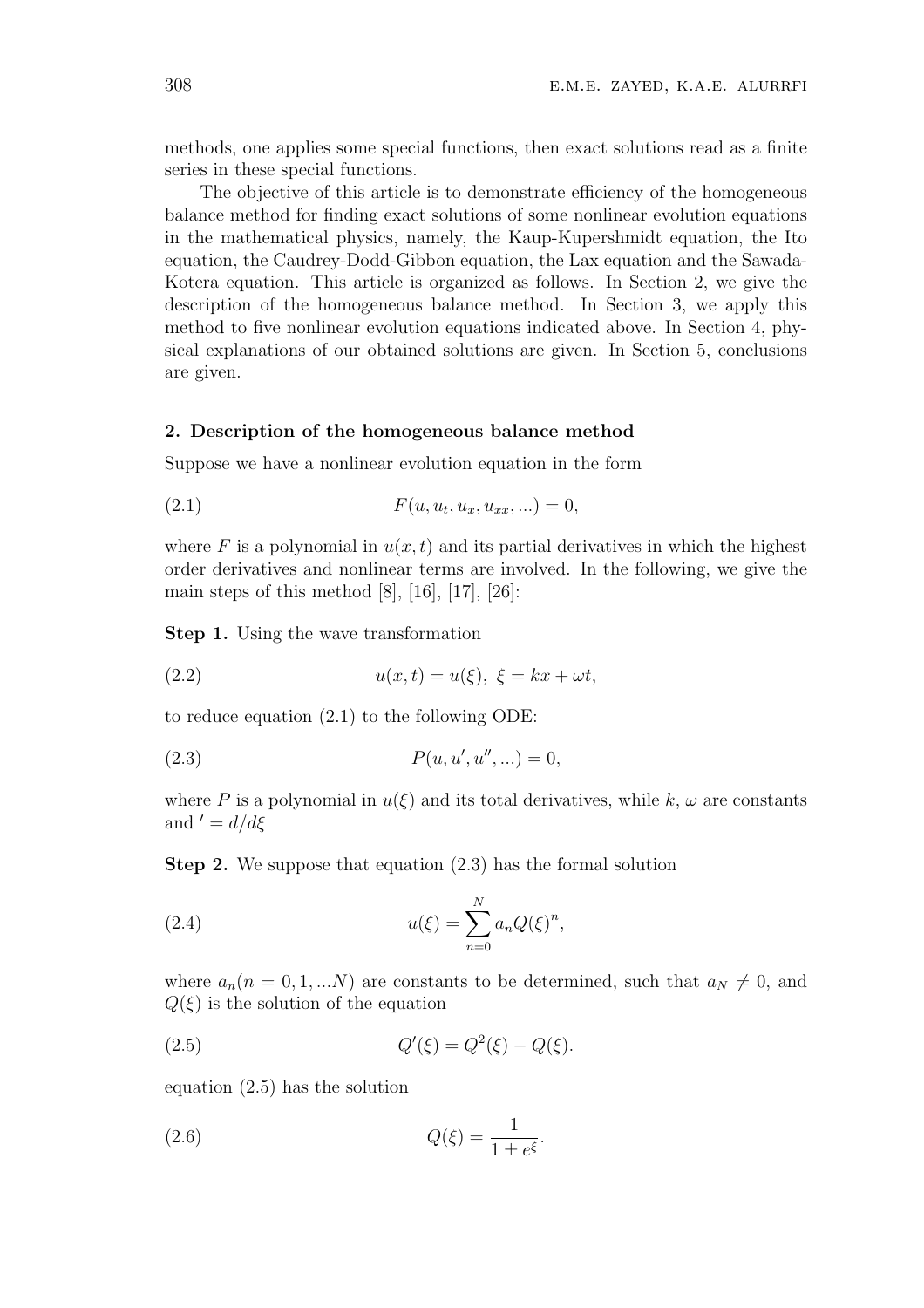methods, one applies some special functions, then exact solutions read as a finite series in these special functions.

The objective of this article is to demonstrate efficiency of the homogeneous balance method for finding exact solutions of some nonlinear evolution equations in the mathematical physics, namely, the Kaup-Kupershmidt equation, the Ito equation, the Caudrey-Dodd-Gibbon equation, the Lax equation and the Sawada-Kotera equation. This article is organized as follows. In Section 2, we give the description of the homogeneous balance method. In Section 3, we apply this method to five nonlinear evolution equations indicated above. In Section 4, physical explanations of our obtained solutions are given. In Section 5, conclusions are given.

## 2. Description of the homogeneous balance method

Suppose we have a nonlinear evolution equation in the form

$$F(u, u_t, u_x, u_{xx}, ...) = 0, \tag{2.1}$$

where $F$ is a polynomial in $u(x,t)$ and its partial derivatives in which the highest order derivatives and nonlinear terms are involved. In the following, we give the main steps of this method [8], [16], [17], [26]:

**Step 1.** Using the wave transformation

$$u(x,t) = u(\xi),\ \xi = kx + \omega t, \tag{2.2}$$

to reduce equation (2.1) to the following ODE:

$$P(u, u', u'', ...) = 0, \tag{2.3}$$

where $P$ is a polynomial in $u(\xi)$ and its total derivatives, while $k$, $\omega$ are constants and $' = d/d\xi$

**Step 2.** We suppose that equation (2.3) has the formal solution

$$u(\xi) = \sum_{n=0}^{N} a_n Q(\xi)^n, \tag{2.4}$$

where $a_n (n = 0, 1, ...N)$ are constants to be determined, such that $a_N \neq 0$, and $Q(\xi)$ is the solution of the equation

$$Q'(\xi) = Q^2(\xi) - Q(\xi). \tag{2.5}$$

equation (2.5) has the solution

$$Q(\xi) = \frac{1}{1 \pm e^{\xi}}. \tag{2.6}$$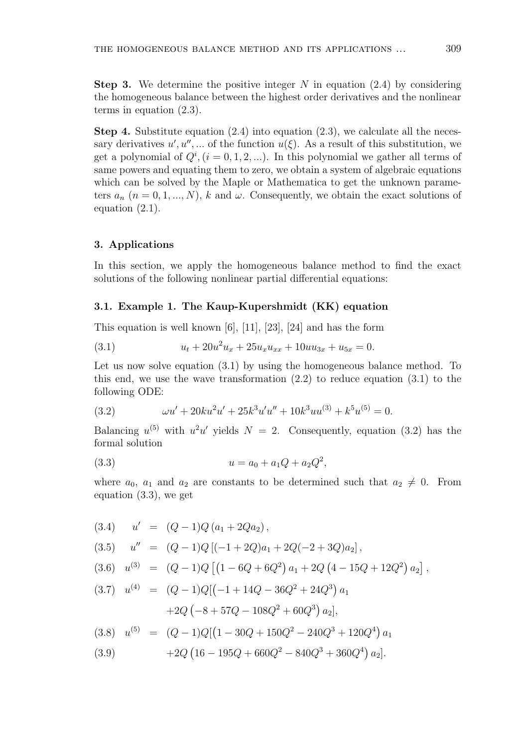**Step 3.** We determine the positive integer $N$ in equation (2.4) by considering the homogeneous balance between the highest order derivatives and the nonlinear terms in equation (2.3).

**Step 4.** Substitute equation (2.4) into equation (2.3), we calculate all the necessary derivatives $u', u'', ...$ of the function $u(\xi)$. As a result of this substitution, we get a polynomial of $Q^i, (i = 0, 1, 2, ...)$. In this polynomial we gather all terms of same powers and equating them to zero, we obtain a system of algebraic equations which can be solved by the Maple or Mathematica to get the unknown parameters $a_n$ $(n = 0, 1, ..., N)$, $k$ and $\omega$. Consequently, we obtain the exact solutions of equation (2.1).

## 3. Applications

In this section, we apply the homogeneous balance method to find the exact solutions of the following nonlinear partial differential equations:

### 3.1. Example 1. The Kaup-Kupershmidt (KK) equation

This equation is well known [6], [11], [23], [24] and has the form

$$u_t + 20u^2u_x + 25u_xu_{xx} + 10uu_{3x} + u_{5x} = 0. \tag{3.1}$$

Let us now solve equation (3.1) by using the homogeneous balance method. To this end, we use the wave transformation (2.2) to reduce equation (3.1) to the following ODE:

$$\omega u' + 20ku^2u' + 25k^3u'u'' + 10k^3uu^{(3)} + k^5u^{(5)} = 0. \tag{3.2}$$

Balancing $u^{(5)}$ with $u^2u'$ yields $N = 2$. Consequently, equation (3.2) has the formal solution

$$u = a_0 + a_1Q + a_2Q^2, \tag{3.3}$$

where $a_0$, $a_1$ and $a_2$ are constants to be determined such that $a_2 \neq 0$. From equation (3.3), we get

$$u' = (Q-1)Q\left(a_1 + 2Qa_2\right), \tag{3.4}$$

$$u'' = (Q-1)Q\left[(-1+2Q)a_1 + 2Q(-2+3Q)a_2\right], \tag{3.5}$$

$$u^{(3)} = (Q-1)Q\left[\left(1-6Q+6Q^2\right)a_1 + 2Q\left(4-15Q+12Q^2\right)a_2\right], \tag{3.6}$$

$$u^{(4)} = (Q-1)Q[\left(-1+14Q-36Q^2+24Q^3\right)a_1 + 2Q\left(-8+57Q-108Q^2+60Q^3\right)a_2], \tag{3.7}$$

$$u^{(5)} = (Q-1)Q[\left(1-30Q+150Q^2-240Q^3+120Q^4\right)a_1 \tag{3.8}$$

$$+2Q\left(16-195Q+660Q^2-840Q^3+360Q^4\right)a_2]. \tag{3.9}$$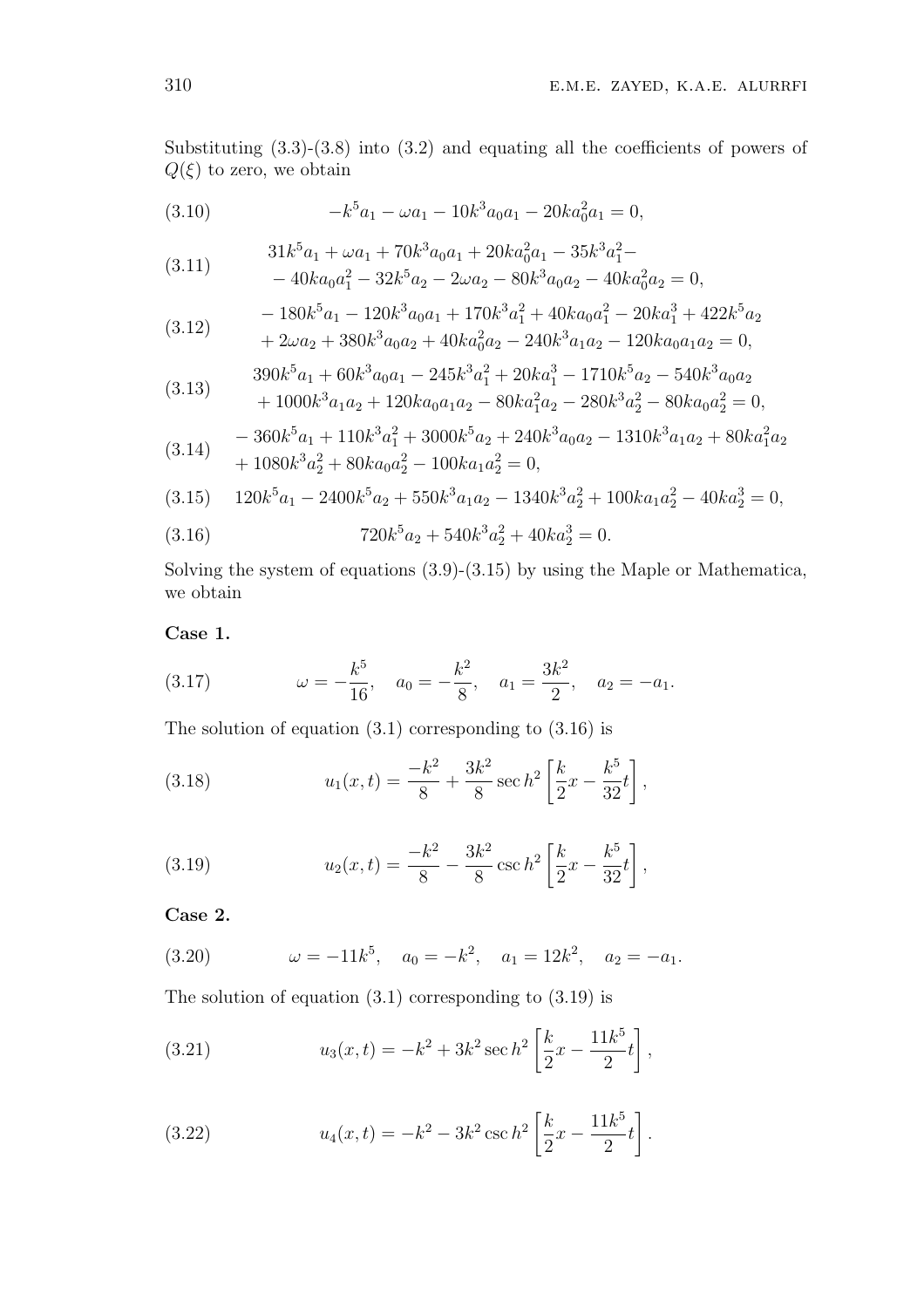Substituting (3.3)-(3.8) into (3.2) and equating all the coefficients of powers of $Q(\xi)$ to zero, we obtain

$$-k^5 a_1 - \omega a_1 - 10k^3 a_0 a_1 - 20k a_0^2 a_1 = 0, \tag{3.10}$$

$$\begin{aligned} &31k^5 a_1 + \omega a_1 + 70k^3 a_0 a_1 + 20k a_0^2 a_1 - 35k^3 a_1^2 - \\ &- 40k a_0 a_1^2 - 32k^5 a_2 - 2\omega a_2 - 80k^3 a_0 a_2 - 40k a_0^2 a_2 = 0, \end{aligned} \tag{3.11}$$

$$\begin{aligned} &- 180k^5 a_1 - 120k^3 a_0 a_1 + 170k^3 a_1^2 + 40k a_0 a_1^2 - 20k a_1^3 + 422k^5 a_2 \\ &+ 2\omega a_2 + 380k^3 a_0 a_2 + 40k a_0^2 a_2 - 240k^3 a_1 a_2 - 120k a_0 a_1 a_2 = 0, \end{aligned} \tag{3.12}$$

$$\begin{aligned} &390k^5 a_1 + 60k^3 a_0 a_1 - 245k^3 a_1^2 + 20k a_1^3 - 1710k^5 a_2 - 540k^3 a_0 a_2 \\ &+ 1000k^3 a_1 a_2 + 120k a_0 a_1 a_2 - 80k a_1^2 a_2 - 280k^3 a_2^2 - 80k a_0 a_2^2 = 0, \end{aligned} \tag{3.13}$$

$$\begin{aligned} &- 360k^5 a_1 + 110k^3 a_1^2 + 3000k^5 a_2 + 240k^3 a_0 a_2 - 1310k^3 a_1 a_2 + 80k a_1^2 a_2 \\ &+ 1080k^3 a_2^2 + 80k a_0 a_2^2 - 100k a_1 a_2^2 = 0, \end{aligned} \tag{3.14}$$

$$120k^5 a_1 - 2400k^5 a_2 + 550k^3 a_1 a_2 - 1340k^3 a_2^2 + 100k a_1 a_2^2 - 40k a_2^3 = 0, \tag{3.15}$$

$$720k^5 a_2 + 540k^3 a_2^2 + 40k a_2^3 = 0. \tag{3.16}$$

Solving the system of equations (3.9)-(3.15) by using the Maple or Mathematica, we obtain

**Case 1.**

$$\omega = -\frac{k^5}{16}, \quad a_0 = -\frac{k^2}{8}, \quad a_1 = \frac{3k^2}{2}, \quad a_2 = -a_1. \tag{3.17}$$

The solution of equation (3.1) corresponding to (3.16) is

$$u_1(x,t) = \frac{-k^2}{8} + \frac{3k^2}{8} \sec h^2 \left[ \frac{k}{2} x - \frac{k^5}{32} t \right], \tag{3.18}$$

$$u_2(x,t) = \frac{-k^2}{8} - \frac{3k^2}{8} \csc h^2 \left[ \frac{k}{2} x - \frac{k^5}{32} t \right], \tag{3.19}$$

**Case 2.**

$$\omega = -11k^5, \quad a_0 = -k^2, \quad a_1 = 12k^2, \quad a_2 = -a_1. \tag{3.20}$$

The solution of equation (3.1) corresponding to (3.19) is

$$u_3(x,t) = -k^2 + 3k^2 \sec h^2 \left[ \frac{k}{2} x - \frac{11k^5}{2} t \right], \tag{3.21}$$

$$u_4(x,t) = -k^2 - 3k^2 \csc h^2 \left[ \frac{k}{2} x - \frac{11k^5}{2} t \right]. \tag{3.22}$$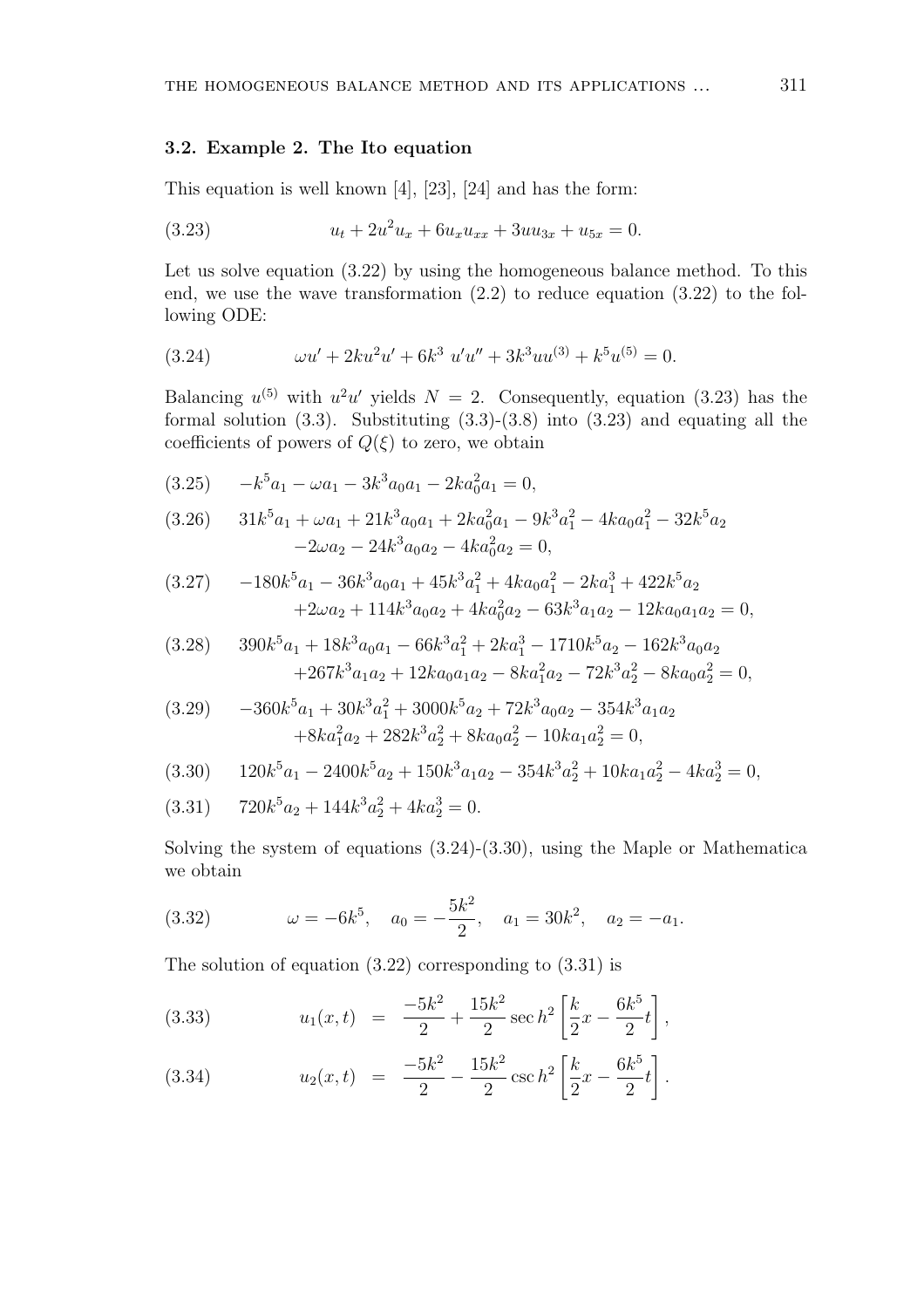### 3.2. Example 2. The Ito equation

This equation is well known [4], [23], [24] and has the form:

$$u_t + 2u^2 u_x + 6u_x u_{xx} + 3uu_{3x} + u_{5x} = 0. \tag{3.23}$$

Let us solve equation (3.22) by using the homogeneous balance method. To this end, we use the wave transformation (2.2) to reduce equation (3.22) to the following ODE:

$$\omega u' + 2ku^2 u' + 6k^3\ u'u'' + 3k^3 uu^{(3)} + k^5 u^{(5)} = 0. \tag{3.24}$$

Balancing $u^{(5)}$ with $u^2 u'$ yields $N = 2$. Consequently, equation (3.23) has the formal solution (3.3). Substituting (3.3)-(3.8) into (3.23) and equating all the coefficients of powers of $Q(\xi)$ to zero, we obtain

$$-k^5 a_1 - \omega a_1 - 3k^3 a_0 a_1 - 2ka_0^2 a_1 = 0, \tag{3.25}$$

$$31k^5 a_1 + \omega a_1 + 21k^3 a_0 a_1 + 2ka_0^2 a_1 - 9k^3 a_1^2 - 4ka_0 a_1^2 - 32k^5 a_2 - 2\omega a_2 - 24k^3 a_0 a_2 - 4ka_0^2 a_2 = 0, \tag{3.26}$$

$$-180k^5 a_1 - 36k^3 a_0 a_1 + 45k^3 a_1^2 + 4ka_0 a_1^2 - 2ka_1^3 + 422k^5 a_2 + 2\omega a_2 + 114k^3 a_0 a_2 + 4ka_0^2 a_2 - 63k^3 a_1 a_2 - 12ka_0 a_1 a_2 = 0, \tag{3.27}$$

$$390k^5 a_1 + 18k^3 a_0 a_1 - 66k^3 a_1^2 + 2ka_1^3 - 1710k^5 a_2 - 162k^3 a_0 a_2 + 267k^3 a_1 a_2 + 12ka_0 a_1 a_2 - 8ka_1^2 a_2 - 72k^3 a_2^2 - 8ka_0 a_2^2 = 0, \tag{3.28}$$

$$-360k^5 a_1 + 30k^3 a_1^2 + 3000k^5 a_2 + 72k^3 a_0 a_2 - 354k^3 a_1 a_2 + 8ka_1^2 a_2 + 282k^3 a_2^2 + 8ka_0 a_2^2 - 10ka_1 a_2^2 = 0, \tag{3.29}$$

$$120k^5 a_1 - 2400k^5 a_2 + 150k^3 a_1 a_2 - 354k^3 a_2^2 + 10ka_1 a_2^2 - 4ka_2^3 = 0, \tag{3.30}$$

$$720k^5 a_2 + 144k^3 a_2^2 + 4ka_2^3 = 0. \tag{3.31}$$

Solving the system of equations (3.24)-(3.30), using the Maple or Mathematica we obtain

$$\omega = -6k^5, \quad a_0 = -\frac{5k^2}{2}, \quad a_1 = 30k^2, \quad a_2 = -a_1. \tag{3.32}$$

The solution of equation (3.22) corresponding to (3.31) is

$$u_1(x,t) = \frac{-5k^2}{2} + \frac{15k^2}{2} \sec h^2 \left[ \frac{k}{2}x - \frac{6k^5}{2}t \right], \tag{3.33}$$

$$u_2(x,t) = \frac{-5k^2}{2} - \frac{15k^2}{2} \csc h^2 \left[ \frac{k}{2}x - \frac{6k^5}{2}t \right]. \tag{3.34}$$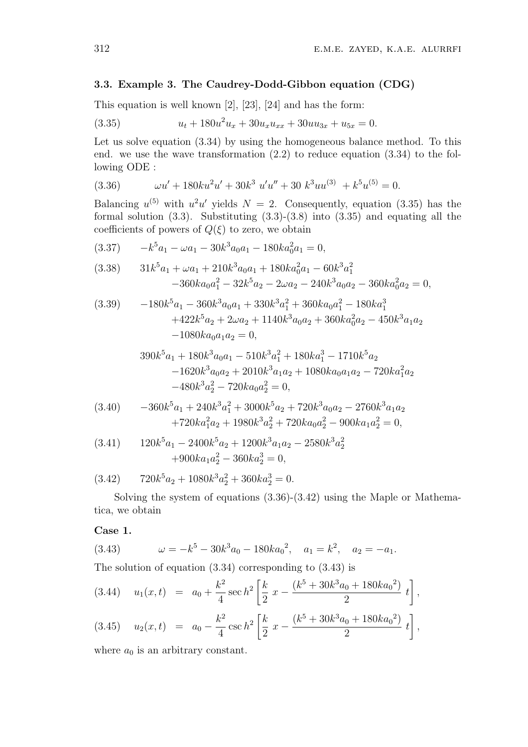### 3.3. Example 3. The Caudrey-Dodd-Gibbon equation (CDG)

This equation is well known [2], [23], [24] and has the form:

$$u_t + 180u^2u_x + 30u_xu_{xx} + 30uu_{3x} + u_{5x} = 0. \tag{3.35}$$

Let us solve equation (3.34) by using the homogeneous balance method. To this end. we use the wave transformation (2.2) to reduce equation (3.34) to the following ODE :

$$\omega u' + 180ku^2u' + 30k^3\ u'u'' + 30\ k^3uu^{(3)}\ + k^5u^{(5)} = 0. \tag{3.36}$$

Balancing $u^{(5)}$ with $u^2u'$ yields $N = 2$. Consequently, equation (3.35) has the formal solution (3.3). Substituting (3.3)-(3.8) into (3.35) and equating all the coefficients of powers of $Q(\xi)$ to zero, we obtain

$$-k^5a_1 - \omega a_1 - 30k^3a_0a_1 - 180ka_0^2a_1 = 0, \tag{3.37}$$

$$\begin{aligned} &31k^5a_1 + \omega a_1 + 210k^3a_0a_1 + 180ka_0^2a_1 - 60k^3a_1^2 \\ &-360ka_0a_1^2 - 32k^5a_2 - 2\omega a_2 - 240k^3a_0a_2 - 360ka_0^2a_2 = 0, \end{aligned} \tag{3.38}$$

$$\begin{aligned} &-180k^5a_1 - 360k^3a_0a_1 + 330k^3a_1^2 + 360ka_0a_1^2 - 180ka_1^3 \\ &+422k^5a_2 + 2\omega a_2 + 1140k^3a_0a_2 + 360ka_0^2a_2 - 450k^3a_1a_2 \\ &-1080ka_0a_1a_2 = 0, \end{aligned} \tag{3.39}$$

$$\begin{aligned} &390k^5a_1 + 180k^3a_0a_1 - 510k^3a_1^2 + 180ka_1^3 - 1710k^5a_2 \\ &-1620k^3a_0a_2 + 2010k^3a_1a_2 + 1080ka_0a_1a_2 - 720ka_1^2a_2 \\ &-480k^3a_2^2 - 720ka_0a_2^2 = 0, \end{aligned}$$

$$\begin{aligned} &-360k^5a_1 + 240k^3a_1^2 + 3000k^5a_2 + 720k^3a_0a_2 - 2760k^3a_1a_2 \\ &+720ka_1^2a_2 + 1980k^3a_2^2 + 720ka_0a_2^2 - 900ka_1a_2^2 = 0, \end{aligned} \tag{3.40}$$

$$\begin{aligned} &120k^5a_1 - 2400k^5a_2 + 1200k^3a_1a_2 - 2580k^3a_2^2 \\ &+900ka_1a_2^2 - 360ka_2^3 = 0, \end{aligned} \tag{3.41}$$

$$720k^5a_2 + 1080k^3a_2^2 + 360ka_2^3 = 0. \tag{3.42}$$

Solving the system of equations (3.36)-(3.42) using the Maple or Mathematica, we obtain

**Case 1.**

$$\omega = -k^5 - 30k^3a_0 - 180ka_0{}^2, \quad a_1 = k^2, \quad a_2 = -a_1. \tag{3.43}$$

The solution of equation (3.34) corresponding to (3.43) is

$$u_1(x,t) \ = \ a_0 + \frac{k^2}{4}\sec h^2\left[\frac{k}{2}\ x - \frac{(k^5 + 30k^3a_0 + 180ka_0{}^2)}{2}\ t\right], \tag{3.44}$$

$$u_2(x,t) \ = \ a_0 - \frac{k^2}{4}\csc h^2\left[\frac{k}{2}\ x - \frac{(k^5 + 30k^3a_0 + 180ka_0{}^2)}{2}\ t\right], \tag{3.45}$$

where $a_0$ is an arbitrary constant.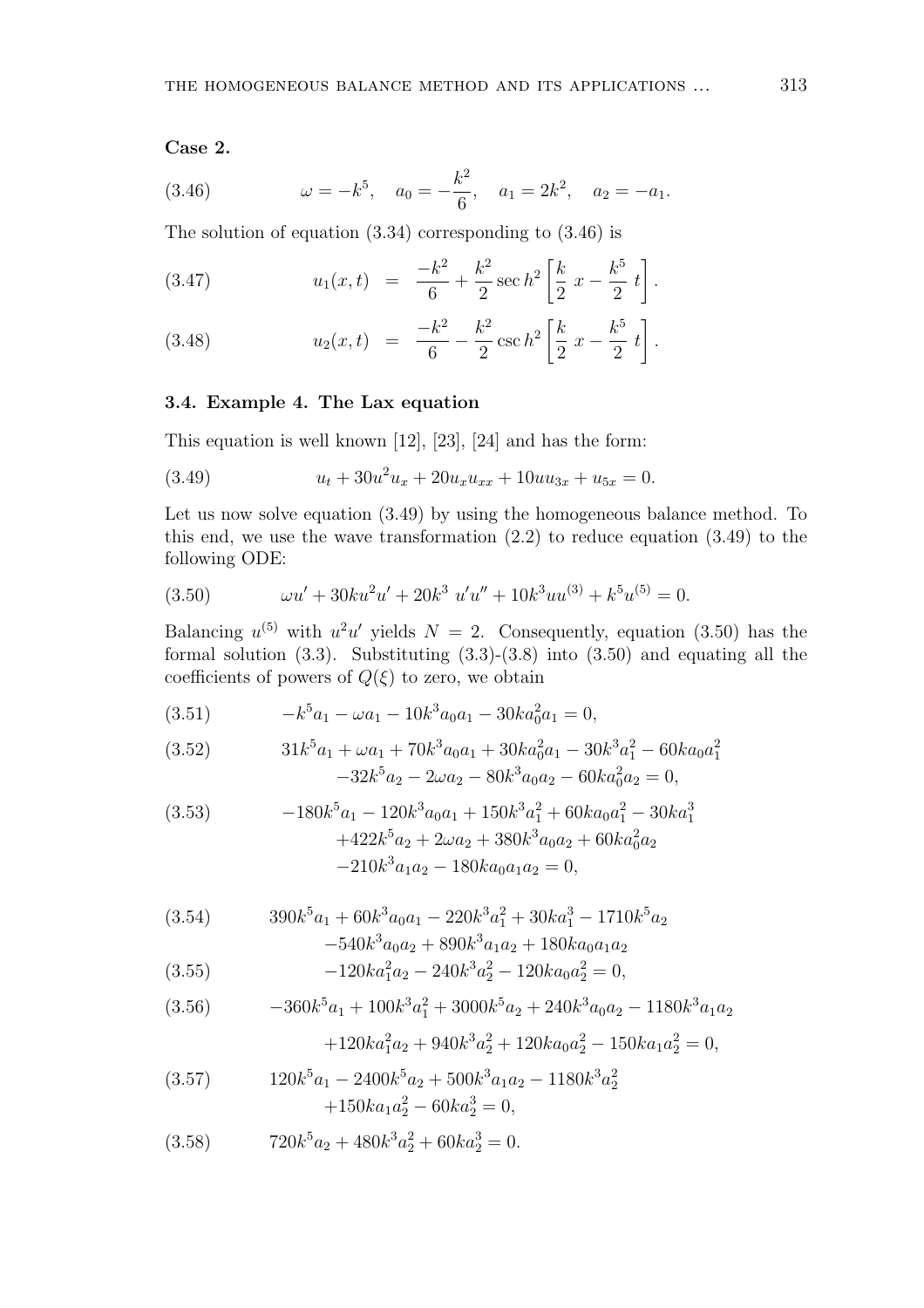**Case 2.**

$$\omega = -k^5, \quad a_0 = -\frac{k^2}{6}, \quad a_1 = 2k^2, \quad a_2 = -a_1. \tag{3.46}$$

The solution of equation (3.34) corresponding to (3.46) is

$$u_1(x,t) = \frac{-k^2}{6} + \frac{k^2}{2} \sec h^2 \left[ \frac{k}{2}\, x - \frac{k^5}{2}\, t \right]. \tag{3.47}$$

$$u_2(x,t) = \frac{-k^2}{6} - \frac{k^2}{2} \csc h^2 \left[ \frac{k}{2}\, x - \frac{k^5}{2}\, t \right]. \tag{3.48}$$

### 3.4. Example 4. The Lax equation

This equation is well known [12], [23], [24] and has the form:

$$u_t + 30u^2 u_x + 20u_x u_{xx} + 10uu_{3x} + u_{5x} = 0. \tag{3.49}$$

Let us now solve equation (3.49) by using the homogeneous balance method. To this end, we use the wave transformation (2.2) to reduce equation (3.49) to the following ODE:

$$\omega u' + 30ku^2 u' + 20k^3\ u'u'' + 10k^3 uu^{(3)} + k^5 u^{(5)} = 0. \tag{3.50}$$

Balancing $u^{(5)}$ with $u^2 u'$ yields $N = 2$. Consequently, equation (3.50) has the formal solution (3.3). Substituting (3.3)-(3.8) into (3.50) and equating all the coefficients of powers of $Q(\xi)$ to zero, we obtain

$$-k^5 a_1 - \omega a_1 - 10k^3 a_0 a_1 - 30ka_0^2 a_1 = 0, \tag{3.51}$$

$$\begin{aligned} &31k^5 a_1 + \omega a_1 + 70k^3 a_0 a_1 + 30ka_0^2 a_1 - 30k^3 a_1^2 - 60ka_0 a_1^2 \\ &\quad -32k^5 a_2 - 2\omega a_2 - 80k^3 a_0 a_2 - 60ka_0^2 a_2 = 0, \end{aligned} \tag{3.52}$$

$$\begin{aligned} &-180k^5 a_1 - 120k^3 a_0 a_1 + 150k^3 a_1^2 + 60ka_0 a_1^2 - 30ka_1^3 \\ &\quad +422k^5 a_2 + 2\omega a_2 + 380k^3 a_0 a_2 + 60ka_0^2 a_2 \\ &\quad -210k^3 a_1 a_2 - 180ka_0 a_1 a_2 = 0, \end{aligned} \tag{3.53}$$

$$\begin{aligned} &390k^5 a_1 + 60k^3 a_0 a_1 - 220k^3 a_1^2 + 30ka_1^3 - 1710k^5 a_2 \\ &\quad -540k^3 a_0 a_2 + 890k^3 a_1 a_2 + 180ka_0 a_1 a_2 \end{aligned} \tag{3.54}$$

$$\quad -120ka_1^2 a_2 - 240k^3 a_2^2 - 120ka_0 a_2^2 = 0, \tag{3.55}$$

$$\begin{aligned} &-360k^5 a_1 + 100k^3 a_1^2 + 3000k^5 a_2 + 240k^3 a_0 a_2 - 1180k^3 a_1 a_2 \\ &\quad +120ka_1^2 a_2 + 940k^3 a_2^2 + 120ka_0 a_2^2 - 150ka_1 a_2^2 = 0, \end{aligned} \tag{3.56}$$

$$\begin{aligned} &120k^5 a_1 - 2400k^5 a_2 + 500k^3 a_1 a_2 - 1180k^3 a_2^2 \\ &\quad +150ka_1 a_2^2 - 60ka_2^3 = 0, \end{aligned} \tag{3.57}$$

$$720k^5 a_2 + 480k^3 a_2^2 + 60ka_2^3 = 0. \tag{3.58}$$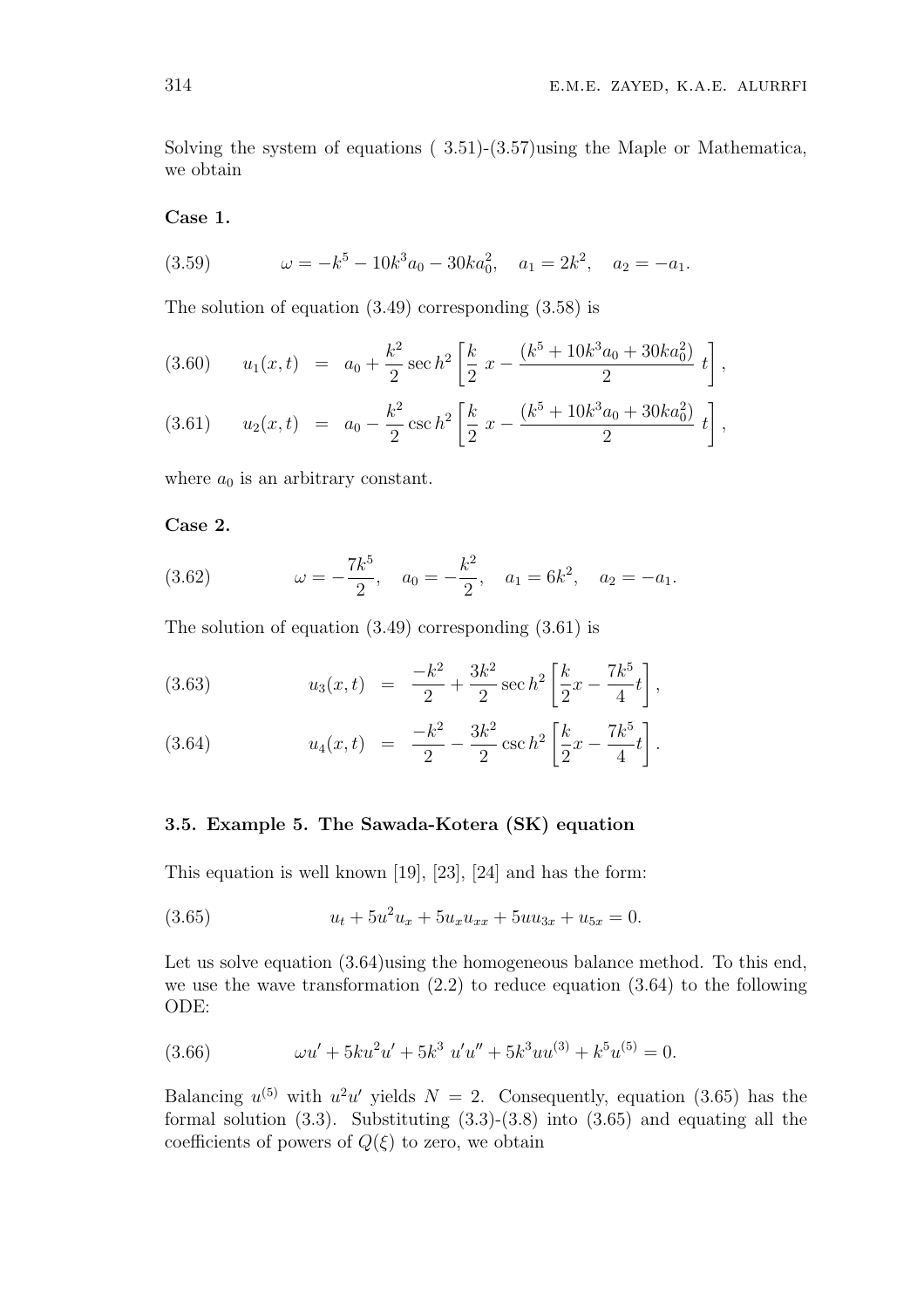Solving the system of equations ( 3.51)-(3.57)using the Maple or Mathematica, we obtain

**Case 1.**

$$\omega = -k^5 - 10k^3 a_0 - 30ka_0^2, \quad a_1 = 2k^2, \quad a_2 = -a_1. \tag{3.59}$$

The solution of equation (3.49) corresponding (3.58) is

$$u_1(x,t) = a_0 + \frac{k^2}{2}\sec h^2\left[\frac{k}{2}\ x - \frac{(k^5 + 10k^3 a_0 + 30ka_0^2)}{2}\ t\right], \tag{3.60}$$

$$u_2(x,t) = a_0 - \frac{k^2}{2}\csc h^2\left[\frac{k}{2}\ x - \frac{(k^5 + 10k^3 a_0 + 30ka_0^2)}{2}\ t\right], \tag{3.61}$$

where $a_0$ is an arbitrary constant.

**Case 2.**

$$\omega = -\frac{7k^5}{2}, \quad a_0 = -\frac{k^2}{2}, \quad a_1 = 6k^2, \quad a_2 = -a_1. \tag{3.62}$$

The solution of equation (3.49) corresponding (3.61) is

$$u_3(x,t) = \frac{-k^2}{2} + \frac{3k^2}{2}\sec h^2\left[\frac{k}{2}x - \frac{7k^5}{4}t\right], \tag{3.63}$$

$$u_4(x,t) = \frac{-k^2}{2} - \frac{3k^2}{2}\csc h^2\left[\frac{k}{2}x - \frac{7k^5}{4}t\right]. \tag{3.64}$$

### 3.5. Example 5. The Sawada-Kotera (SK) equation

This equation is well known [19], [23], [24] and has the form:

$$u_t + 5u^2 u_x + 5u_x u_{xx} + 5uu_{3x} + u_{5x} = 0. \tag{3.65}$$

Let us solve equation (3.64)using the homogeneous balance method. To this end, we use the wave transformation (2.2) to reduce equation (3.64) to the following ODE:

$$\omega u' + 5ku^2 u' + 5k^3\ u'u'' + 5k^3 uu^{(3)} + k^5 u^{(5)} = 0. \tag{3.66}$$

Balancing $u^{(5)}$ with $u^2 u'$ yields $N = 2$. Consequently, equation (3.65) has the formal solution (3.3). Substituting (3.3)-(3.8) into (3.65) and equating all the coefficients of powers of $Q(\xi)$ to zero, we obtain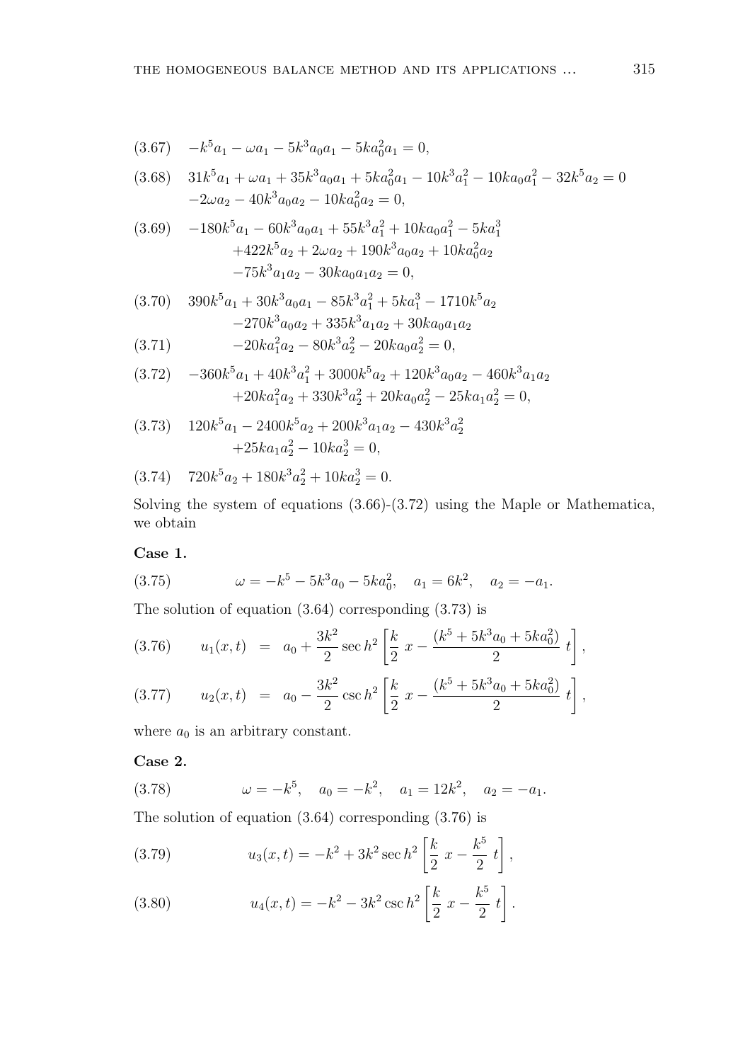$$(3.67) \quad -k^5 a_1 - \omega a_1 - 5k^3 a_0 a_1 - 5k a_0^2 a_1 = 0,$$

$$(3.68) \quad 31k^5 a_1 + \omega a_1 + 35k^3 a_0 a_1 + 5k a_0^2 a_1 - 10k^3 a_1^2 - 10k a_0 a_1^2 - 32k^5 a_2 = 0$$
$$-2\omega a_2 - 40k^3 a_0 a_2 - 10k a_0^2 a_2 = 0,$$

$$(3.69) \quad -180k^5 a_1 - 60k^3 a_0 a_1 + 55k^3 a_1^2 + 10k a_0 a_1^2 - 5k a_1^3$$
$$+422k^5 a_2 + 2\omega a_2 + 190k^3 a_0 a_2 + 10k a_0^2 a_2$$
$$-75k^3 a_1 a_2 - 30k a_0 a_1 a_2 = 0,$$

$$(3.70) \quad 390k^5 a_1 + 30k^3 a_0 a_1 - 85k^3 a_1^2 + 5k a_1^3 - 1710k^5 a_2$$
$$-270k^3 a_0 a_2 + 335k^3 a_1 a_2 + 30k a_0 a_1 a_2$$

$$(3.71) \quad -20k a_1^2 a_2 - 80k^3 a_2^2 - 20k a_0 a_2^2 = 0,$$

$$(3.72) \quad -360k^5 a_1 + 40k^3 a_1^2 + 3000k^5 a_2 + 120k^3 a_0 a_2 - 460k^3 a_1 a_2$$
$$+20k a_1^2 a_2 + 330k^3 a_2^2 + 20k a_0 a_2^2 - 25k a_1 a_2^2 = 0,$$

$$(3.73) \quad 120k^5 a_1 - 2400k^5 a_2 + 200k^3 a_1 a_2 - 430k^3 a_2^2$$
$$+25k a_1 a_2^2 - 10k a_2^3 = 0,$$

$$(3.74) \quad 720k^5 a_2 + 180k^3 a_2^2 + 10k a_2^3 = 0.$$

Solving the system of equations (3.66)-(3.72) using the Maple or Mathematica, we obtain

**Case 1.**

$$(3.75) \qquad \omega = -k^5 - 5k^3 a_0 - 5k a_0^2, \quad a_1 = 6k^2, \quad a_2 = -a_1.$$

The solution of equation (3.64) corresponding (3.73) is

$$(3.76) \qquad u_1(x,t) = a_0 + \frac{3k^2}{2} \sec h^2 \left[ \frac{k}{2}\ x - \frac{(k^5 + 5k^3 a_0 + 5k a_0^2)}{2}\ t \right],$$

$$(3.77) \qquad u_2(x,t) = a_0 - \frac{3k^2}{2} \csc h^2 \left[ \frac{k}{2}\ x - \frac{(k^5 + 5k^3 a_0 + 5k a_0^2)}{2}\ t \right],$$

where $a_0$ is an arbitrary constant.

**Case 2.**

$$(3.78) \qquad \omega = -k^5, \quad a_0 = -k^2, \quad a_1 = 12k^2, \quad a_2 = -a_1.$$

The solution of equation (3.64) corresponding (3.76) is

$$(3.79) \qquad u_3(x,t) = -k^2 + 3k^2 \sec h^2 \left[ \frac{k}{2}\ x - \frac{k^5}{2}\ t \right],$$

$$(3.80) \qquad u_4(x,t) = -k^2 - 3k^2 \csc h^2 \left[ \frac{k}{2}\ x - \frac{k^5}{2}\ t \right].$$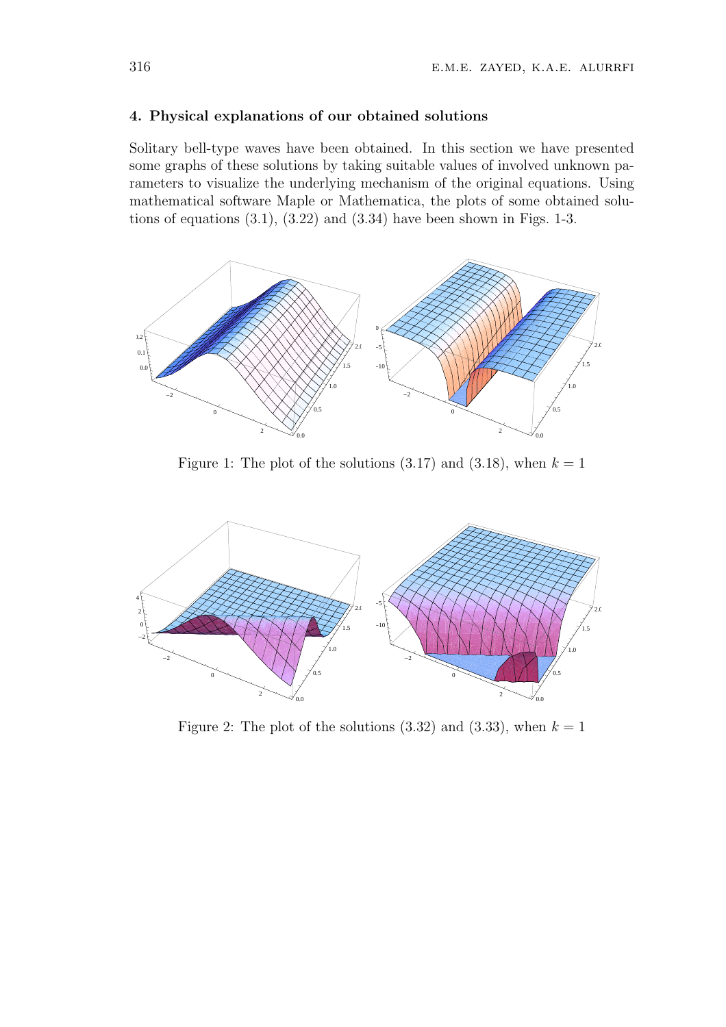## 4. Physical explanations of our obtained solutions

Solitary bell-type waves have been obtained. In this section we have presented some graphs of these solutions by taking suitable values of involved unknown parameters to visualize the underlying mechanism of the original equations. Using mathematical software Maple or Mathematica, the plots of some obtained solutions of equations (3.1), (3.22) and (3.34) have been shown in Figs. 1-3.

Figure 1: The plot of the solutions (3.17) and (3.18), when $k = 1$

Figure 2: The plot of the solutions (3.32) and (3.33), when $k = 1$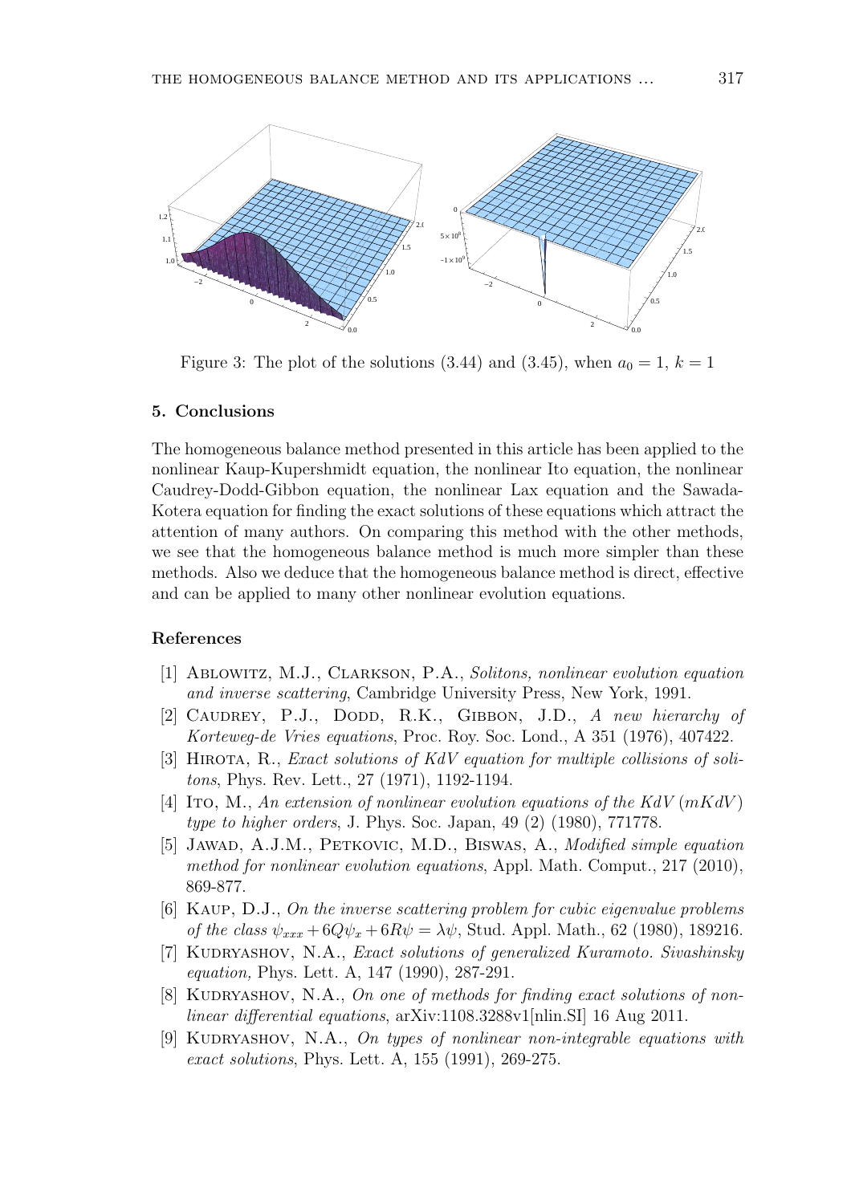Figure 3: The plot of the solutions (3.44) and (3.45), when $a_0 = 1$, $k = 1$

## 5. Conclusions

The homogeneous balance method presented in this article has been applied to the nonlinear Kaup-Kupershmidt equation, the nonlinear Ito equation, the nonlinear Caudrey-Dodd-Gibbon equation, the nonlinear Lax equation and the Sawada-Kotera equation for finding the exact solutions of these equations which attract the attention of many authors. On comparing this method with the other methods, we see that the homogeneous balance method is much more simpler than these methods. Also we deduce that the homogeneous balance method is direct, effective and can be applied to many other nonlinear evolution equations.

## References

[1] Ablowitz, M.J., Clarkson, P.A., *Solitons, nonlinear evolution equation and inverse scattering*, Cambridge University Press, New York, 1991.

[2] Caudrey, P.J., Dodd, R.K., Gibbon, J.D., *A new hierarchy of Korteweg-de Vries equations*, Proc. Roy. Soc. Lond., A 351 (1976), 407422.

[3] Hirota, R., *Exact solutions of KdV equation for multiple collisions of solitons*, Phys. Rev. Lett., 27 (1971), 1192-1194.

[4] Ito, M., *An extension of nonlinear evolution equations of the KdV $(mKdV)$ type to higher orders*, J. Phys. Soc. Japan, 49 (2) (1980), 771778.

[5] Jawad, A.J.M., Petkovic, M.D., Biswas, A., *Modified simple equation method for nonlinear evolution equations*, Appl. Math. Comput., 217 (2010), 869-877.

[6] Kaup, D.J., *On the inverse scattering problem for cubic eigenvalue problems of the class $\psi_{xxx} + 6Q\psi_x + 6R\psi = \lambda\psi$*, Stud. Appl. Math., 62 (1980), 189216.

[7] Kudryashov, N.A., *Exact solutions of generalized Kuramoto. Sivashinsky equation,* Phys. Lett. A, 147 (1990), 287-291.

[8] Kudryashov, N.A., *On one of methods for finding exact solutions of nonlinear differential equations*, arXiv:1108.3288v1[nlin.SI] 16 Aug 2011.

[9] Kudryashov, N.A., *On types of nonlinear non-integrable equations with exact solutions*, Phys. Lett. A, 155 (1991), 269-275.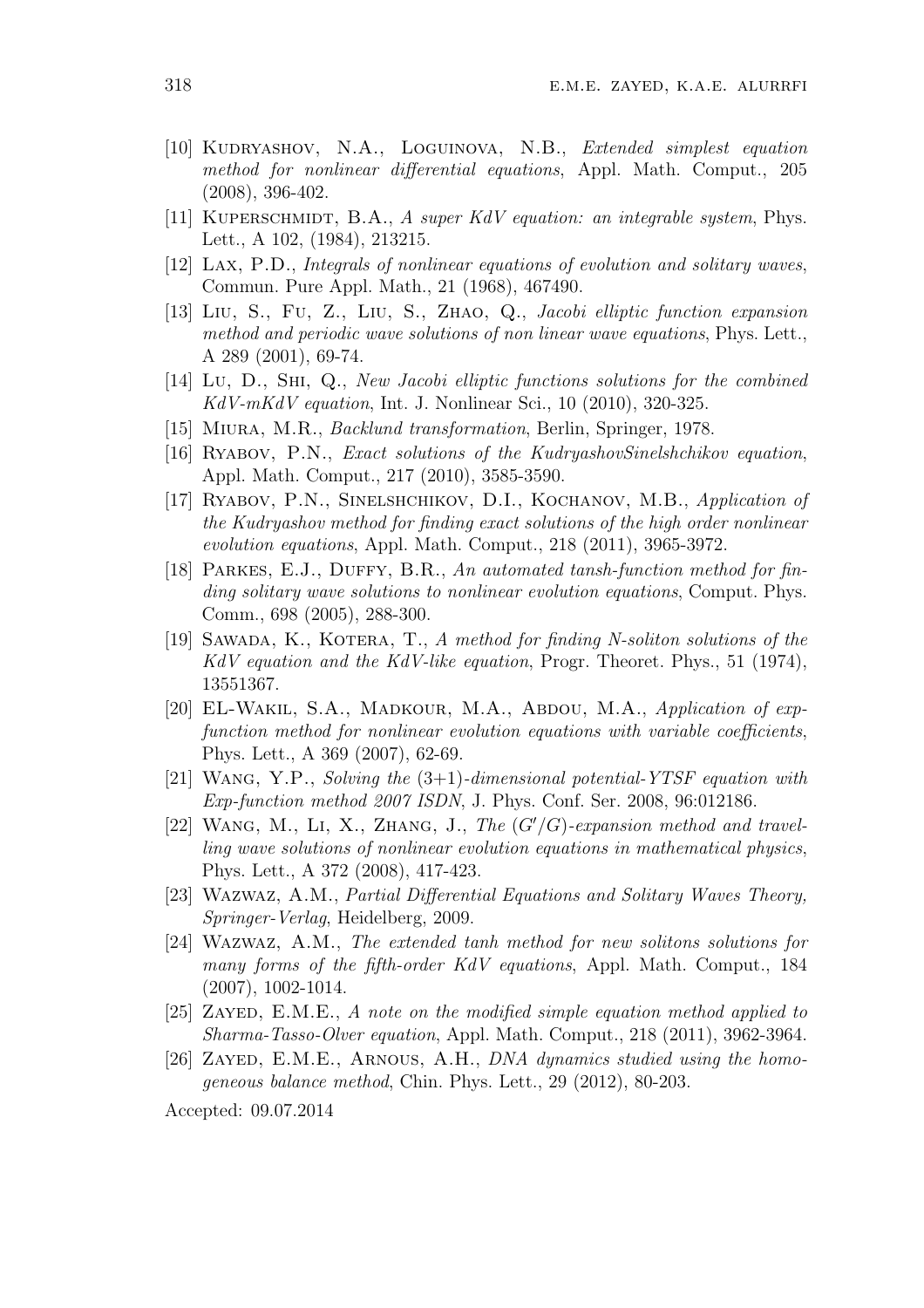[10] Kudryashov, N.A., Loguinova, N.B., *Extended simplest equation method for nonlinear differential equations*, Appl. Math. Comput., 205 (2008), 396-402.

[11] Kuperschmidt, B.A., *A super KdV equation: an integrable system*, Phys. Lett., A 102, (1984), 213215.

[12] Lax, P.D., *Integrals of nonlinear equations of evolution and solitary waves*, Commun. Pure Appl. Math., 21 (1968), 467490.

[13] Liu, S., Fu, Z., Liu, S., Zhao, Q., *Jacobi elliptic function expansion method and periodic wave solutions of non linear wave equations*, Phys. Lett., A 289 (2001), 69-74.

[14] Lu, D., Shi, Q., *New Jacobi elliptic functions solutions for the combined KdV-mKdV equation*, Int. J. Nonlinear Sci., 10 (2010), 320-325.

[15] Miura, M.R., *Backlund transformation*, Berlin, Springer, 1978.

[16] Ryabov, P.N., *Exact solutions of the KudryashovSinelshchikov equation*, Appl. Math. Comput., 217 (2010), 3585-3590.

[17] Ryabov, P.N., Sinelshchikov, D.I., Kochanov, M.B., *Application of the Kudryashov method for finding exact solutions of the high order nonlinear evolution equations*, Appl. Math. Comput., 218 (2011), 3965-3972.

[18] Parkes, E.J., Duffy, B.R., *An automated tansh-function method for finding solitary wave solutions to nonlinear evolution equations*, Comput. Phys. Comm., 698 (2005), 288-300.

[19] Sawada, K., Kotera, T., *A method for finding N-soliton solutions of the KdV equation and the KdV-like equation*, Progr. Theoret. Phys., 51 (1974), 13551367.

[20] EL-Wakil, S.A., Madkour, M.A., Abdou, M.A., *Application of exp-function method for nonlinear evolution equations with variable coefficients*, Phys. Lett., A 369 (2007), 62-69.

[21] Wang, Y.P., *Solving the* (3+1)*-dimensional potential-YTSF equation with Exp-function method 2007 ISDN*, J. Phys. Conf. Ser. 2008, 96:012186.

[22] Wang, M., Li, X., Zhang, J., *The* $(G'/G)$*-expansion method and travelling wave solutions of nonlinear evolution equations in mathematical physics*, Phys. Lett., A 372 (2008), 417-423.

[23] Wazwaz, A.M., *Partial Differential Equations and Solitary Waves Theory, Springer-Verlag*, Heidelberg, 2009.

[24] Wazwaz, A.M., *The extended tanh method for new solitons solutions for many forms of the fifth-order KdV equations*, Appl. Math. Comput., 184 (2007), 1002-1014.

[25] Zayed, E.M.E., *A note on the modified simple equation method applied to Sharma-Tasso-Olver equation*, Appl. Math. Comput., 218 (2011), 3962-3964.

[26] Zayed, E.M.E., Arnous, A.H., *DNA dynamics studied using the homogeneous balance method*, Chin. Phys. Lett., 29 (2012), 80-203.

Accepted: 09.07.2014